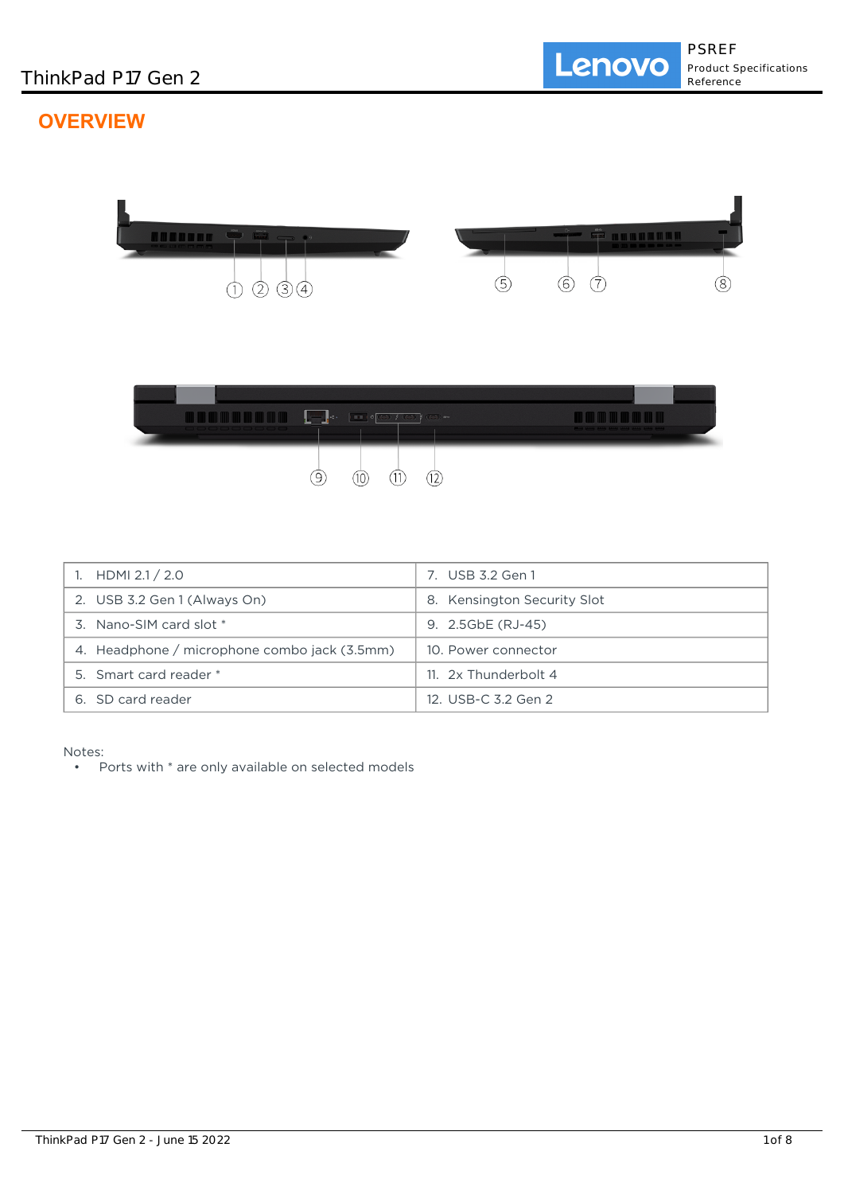# ThinkPad P17 Gen 2

## OVERVIEW

| | |
|---|---|
| 1. HDMI 2.1 / 2.0 | 7. USB 3.2 Gen 1 |
| 2. USB 3.2 Gen 1 (Always On) | 8. Kensington Security Slot |
| 3. Nano-SIM card slot * | 9. 2.5GbE (RJ-45) |
| 4. Headphone / microphone combo jack (3.5mm) | 10. Power connector |
| 5. Smart card reader * | 11. 2x Thunderbolt 4 |
| 6. SD card reader | 12. USB-C 3.2 Gen 2 |

Notes:

- Ports with * are only available on selected models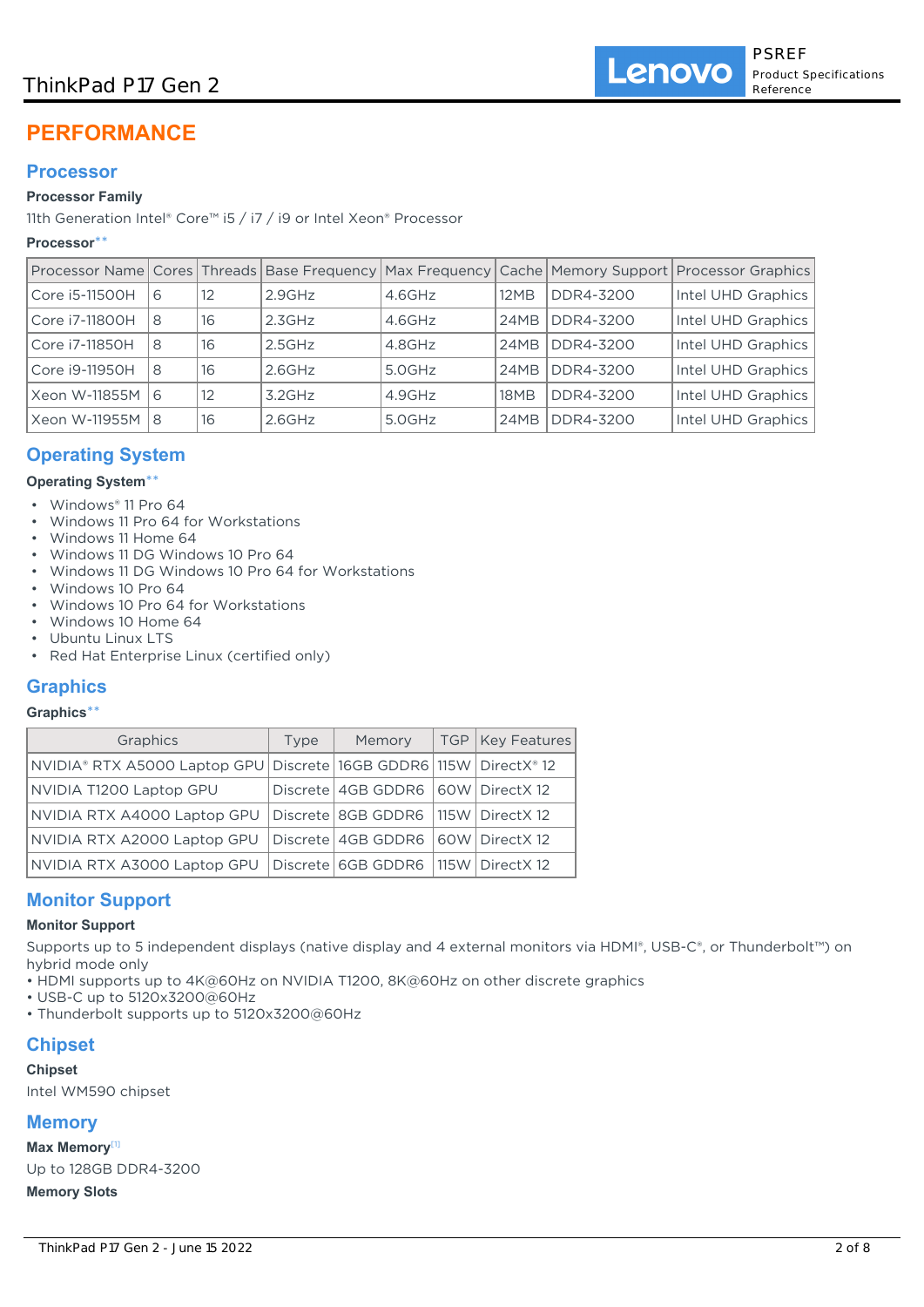# PERFORMANCE

## Processor

### Processor Family

11th Generation Intel® Core™ i5 / i7 / i9 or Intel Xeon® Processor

### Processor**

| Processor Name | Cores | Threads | Base Frequency | Max Frequency | Cache | Memory Support | Processor Graphics |
|---|---|---|---|---|---|---|---|
| Core i5-11500H | 6 | 12 | 2.9GHz | 4.6GHz | 12MB | DDR4-3200 | Intel UHD Graphics |
| Core i7-11800H | 8 | 16 | 2.3GHz | 4.6GHz | 24MB | DDR4-3200 | Intel UHD Graphics |
| Core i7-11850H | 8 | 16 | 2.5GHz | 4.8GHz | 24MB | DDR4-3200 | Intel UHD Graphics |
| Core i9-11950H | 8 | 16 | 2.6GHz | 5.0GHz | 24MB | DDR4-3200 | Intel UHD Graphics |
| Xeon W-11855M | 6 | 12 | 3.2GHz | 4.9GHz | 18MB | DDR4-3200 | Intel UHD Graphics |
| Xeon W-11955M | 8 | 16 | 2.6GHz | 5.0GHz | 24MB | DDR4-3200 | Intel UHD Graphics |

## Operating System

### Operating System**

- Windows® 11 Pro 64
- Windows 11 Pro 64 for Workstations
- Windows 11 Home 64
- Windows 11 DG Windows 10 Pro 64
- Windows 11 DG Windows 10 Pro 64 for Workstations
- Windows 10 Pro 64
- Windows 10 Pro 64 for Workstations
- Windows 10 Home 64
- Ubuntu Linux LTS
- Red Hat Enterprise Linux (certified only)

## Graphics

### Graphics**

| Graphics | Type | Memory | TGP | Key Features |
|---|---|---|---|---|
| NVIDIA® RTX A5000 Laptop GPU | Discrete | 16GB GDDR6 | 115W | DirectX® 12 |
| NVIDIA T1200 Laptop GPU | Discrete | 4GB GDDR6 | 60W | DirectX 12 |
| NVIDIA RTX A4000 Laptop GPU | Discrete | 8GB GDDR6 | 115W | DirectX 12 |
| NVIDIA RTX A2000 Laptop GPU | Discrete | 4GB GDDR6 | 60W | DirectX 12 |
| NVIDIA RTX A3000 Laptop GPU | Discrete | 6GB GDDR6 | 115W | DirectX 12 |

## Monitor Support

### Monitor Support

Supports up to 5 independent displays (native display and 4 external monitors via HDMI®, USB-C®, or Thunderbolt™) on hybrid mode only

- HDMI supports up to 4K@60Hz on NVIDIA T1200, 8K@60Hz on other discrete graphics
- USB-C up to 5120x3200@60Hz
- Thunderbolt supports up to 5120x3200@60Hz

## Chipset

### Chipset

Intel WM590 chipset

## Memory

### Max Memory[1]

Up to 128GB DDR4-3200

### Memory Slots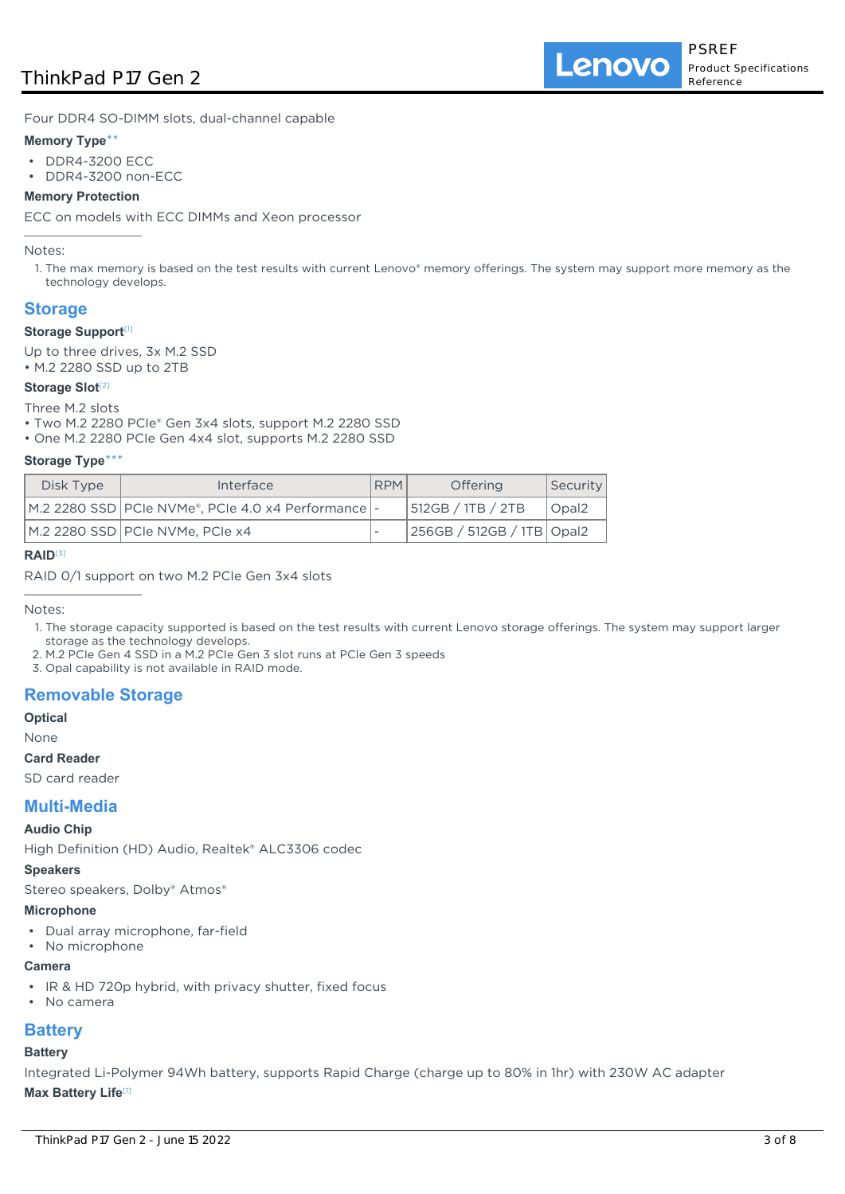Four DDR4 SO-DIMM slots, dual-channel capable

**Memory Type****

- DDR4-3200 ECC
- DDR4-3200 non-ECC

**Memory Protection**

ECC on models with ECC DIMMs and Xeon processor

Notes:

1. The max memory is based on the test results with current Lenovo® memory offerings. The system may support more memory as the technology develops.

## Storage

**Storage Support**[1]

Up to three drives, 3x M.2 SSD
• M.2 2280 SSD up to 2TB

**Storage Slot**[2]

Three M.2 slots
• Two M.2 2280 PCIe® Gen 3x4 slots, support M.2 2280 SSD
• One M.2 2280 PCIe Gen 4x4 slot, supports M.2 2280 SSD

**Storage Type*****

| Disk Type | Interface | RPM | Offering | Security |
|---|---|---|---|---|
| M.2 2280 SSD | PCIe NVMe®, PCIe 4.0 x4 Performance | - | 512GB / 1TB / 2TB | Opal2 |
| M.2 2280 SSD | PCIe NVMe, PCIe x4 | - | 256GB / 512GB / 1TB | Opal2 |

**RAID**[3]

RAID 0/1 support on two M.2 PCIe Gen 3x4 slots

Notes:

1. The storage capacity supported is based on the test results with current Lenovo storage offerings. The system may support larger storage as the technology develops.
2. M.2 PCIe Gen 4 SSD in a M.2 PCIe Gen 3 slot runs at PCIe Gen 3 speeds
3. Opal capability is not available in RAID mode.

## Removable Storage

**Optical**

None

**Card Reader**

SD card reader

## Multi-Media

**Audio Chip**

High Definition (HD) Audio, Realtek® ALC3306 codec

**Speakers**

Stereo speakers, Dolby® Atmos®

**Microphone**

- Dual array microphone, far-field
- No microphone

**Camera**

- IR & HD 720p hybrid, with privacy shutter, fixed focus
- No camera

## Battery

**Battery**

Integrated Li-Polymer 94Wh battery, supports Rapid Charge (charge up to 80% in 1hr) with 230W AC adapter

**Max Battery Life**[1]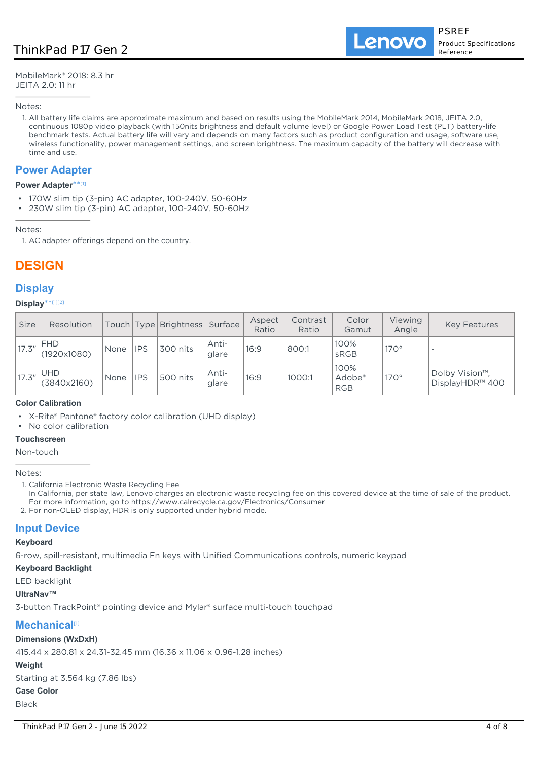MobileMark® 2018: 8.3 hr
JEITA 2.0: 11 hr

Notes:

1. All battery life claims are approximate maximum and based on results using the MobileMark 2014, MobileMark 2018, JEITA 2.0, continuous 1080p video playback (with 150nits brightness and default volume level) or Google Power Load Test (PLT) battery-life benchmark tests. Actual battery life will vary and depends on many factors such as product configuration and usage, software use, wireless functionality, power management settings, and screen brightness. The maximum capacity of the battery will decrease with time and use.

## Power Adapter

### Power Adapter**[1]

- 170W slim tip (3-pin) AC adapter, 100-240V, 50-60Hz
- 230W slim tip (3-pin) AC adapter, 100-240V, 50-60Hz

Notes:

1. AC adapter offerings depend on the country.

# DESIGN

## Display

### Display**[1][2]

| Size | Resolution | Touch | Type | Brightness | Surface | Aspect Ratio | Contrast Ratio | Color Gamut | Viewing Angle | Key Features |
|---|---|---|---|---|---|---|---|---|---|---|
| 17.3" | FHD (1920x1080) | None | IPS | 300 nits | Anti-glare | 16:9 | 800:1 | 100% sRGB | 170° | - |
| 17.3" | UHD (3840x2160) | None | IPS | 500 nits | Anti-glare | 16:9 | 1000:1 | 100% Adobe® RGB | 170° | Dolby Vision™, DisplayHDR™ 400 |

### Color Calibration

- X-Rite® Pantone® factory color calibration (UHD display)
- No color calibration

### Touchscreen

Non-touch

Notes:

1. California Electronic Waste Recycling Fee
   In California, per state law, Lenovo charges an electronic waste recycling fee on this covered device at the time of sale of the product. For more information, go to https://www.calrecycle.ca.gov/Electronics/Consumer
2. For non-OLED display, HDR is only supported under hybrid mode.

## Input Device

### Keyboard

6-row, spill-resistant, multimedia Fn keys with Unified Communications controls, numeric keypad

### Keyboard Backlight

LED backlight

### UltraNav™

3-button TrackPoint® pointing device and Mylar® surface multi-touch touchpad

## Mechanical[1]

### Dimensions (WxDxH)

415.44 x 280.81 x 24.31-32.45 mm (16.36 x 11.06 x 0.96-1.28 inches)

### Weight

Starting at 3.564 kg (7.86 lbs)

### Case Color

Black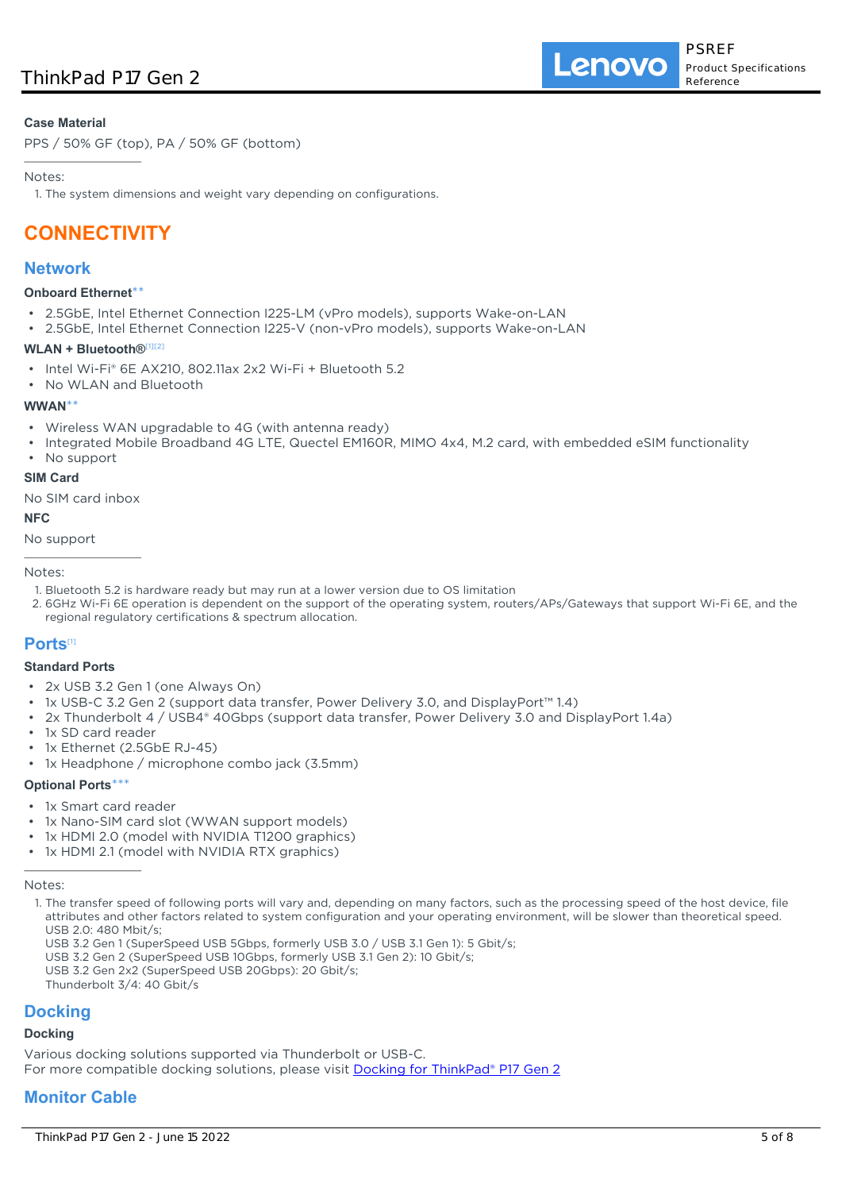**Case Material**

PPS / 50% GF (top), PA / 50% GF (bottom)

Notes:

1. The system dimensions and weight vary depending on configurations.

# CONNECTIVITY

## Network

**Onboard Ethernet****

- 2.5GbE, Intel Ethernet Connection I225-LM (vPro models), supports Wake-on-LAN
- 2.5GbE, Intel Ethernet Connection I225-V (non-vPro models), supports Wake-on-LAN

**WLAN + Bluetooth®**[1][2]

- Intel Wi-Fi® 6E AX210, 802.11ax 2x2 Wi-Fi + Bluetooth 5.2
- No WLAN and Bluetooth

**WWAN****

- Wireless WAN upgradable to 4G (with antenna ready)
- Integrated Mobile Broadband 4G LTE, Quectel EM160R, MIMO 4x4, M.2 card, with embedded eSIM functionality
- No support

**SIM Card**

No SIM card inbox

**NFC**

No support

Notes:

1. Bluetooth 5.2 is hardware ready but may run at a lower version due to OS limitation
2. 6GHz Wi-Fi 6E operation is dependent on the support of the operating system, routers/APs/Gateways that support Wi-Fi 6E, and the regional regulatory certifications & spectrum allocation.

## Ports[1]

**Standard Ports**

- 2x USB 3.2 Gen 1 (one Always On)
- 1x USB-C 3.2 Gen 2 (support data transfer, Power Delivery 3.0, and DisplayPort™ 1.4)
- 2x Thunderbolt 4 / USB4® 40Gbps (support data transfer, Power Delivery 3.0 and DisplayPort 1.4a)
- 1x SD card reader
- 1x Ethernet (2.5GbE RJ-45)
- 1x Headphone / microphone combo jack (3.5mm)

**Optional Ports*****

- 1x Smart card reader
- 1x Nano-SIM card slot (WWAN support models)
- 1x HDMI 2.0 (model with NVIDIA T1200 graphics)
- 1x HDMI 2.1 (model with NVIDIA RTX graphics)

Notes:

1. The transfer speed of following ports will vary and, depending on many factors, such as the processing speed of the host device, file attributes and other factors related to system configuration and your operating environment, will be slower than theoretical speed.
   USB 2.0: 480 Mbit/s;
   USB 3.2 Gen 1 (SuperSpeed USB 5Gbps, formerly USB 3.0 / USB 3.1 Gen 1): 5 Gbit/s;
   USB 3.2 Gen 2 (SuperSpeed USB 10Gbps, formerly USB 3.1 Gen 2): 10 Gbit/s;
   USB 3.2 Gen 2x2 (SuperSpeed USB 20Gbps): 20 Gbit/s;
   Thunderbolt 3/4: 40 Gbit/s

## Docking

**Docking**

Various docking solutions supported via Thunderbolt or USB-C.
For more compatible docking solutions, please visit Docking for ThinkPad® P17 Gen 2

## Monitor Cable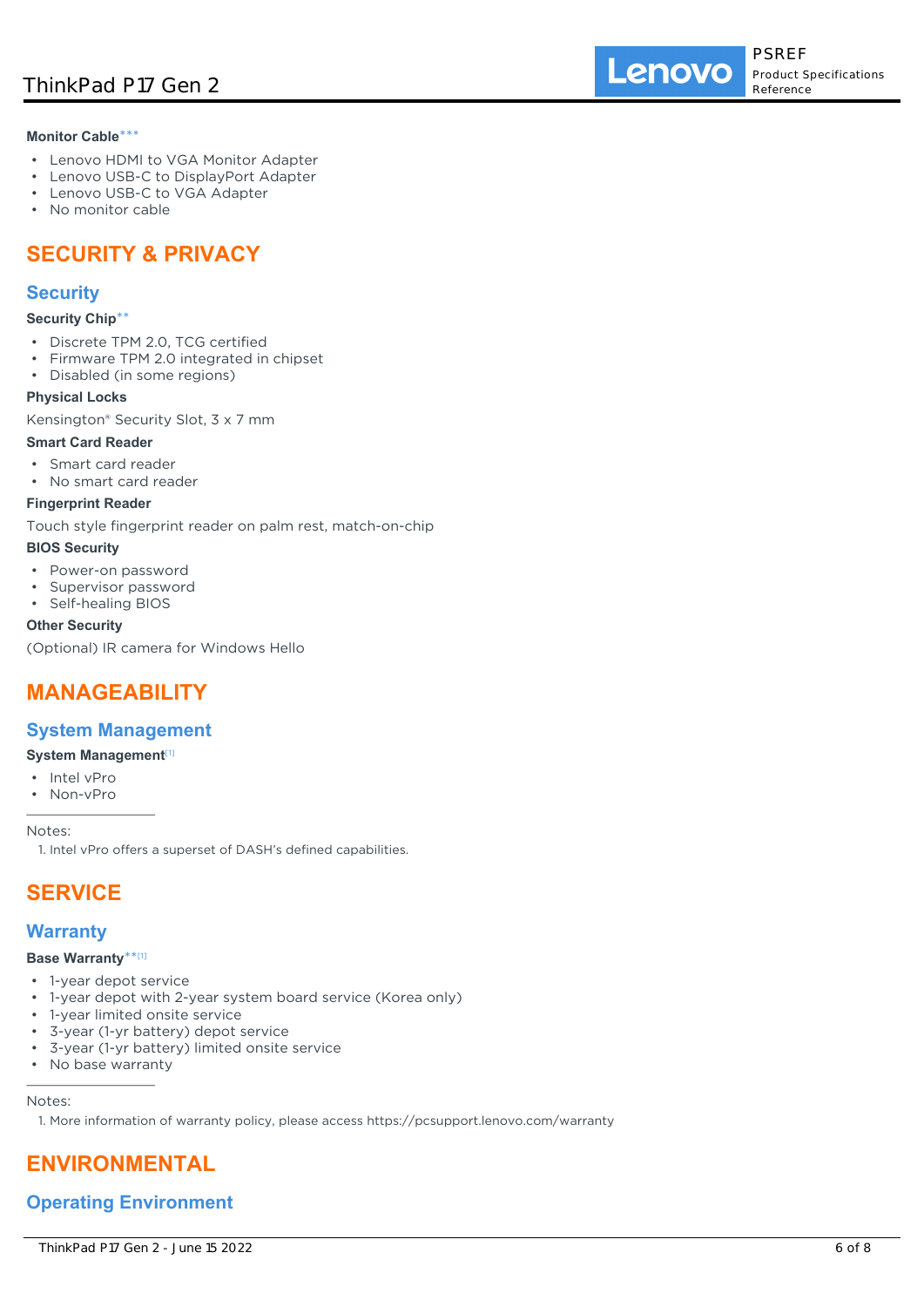**Monitor Cable*****

- Lenovo HDMI to VGA Monitor Adapter
- Lenovo USB-C to DisplayPort Adapter
- Lenovo USB-C to VGA Adapter
- No monitor cable

# SECURITY & PRIVACY

## Security

**Security Chip****

- Discrete TPM 2.0, TCG certified
- Firmware TPM 2.0 integrated in chipset
- Disabled (in some regions)

**Physical Locks**

Kensington® Security Slot, 3 x 7 mm

**Smart Card Reader**

- Smart card reader
- No smart card reader

**Fingerprint Reader**

Touch style fingerprint reader on palm rest, match-on-chip

**BIOS Security**

- Power-on password
- Supervisor password
- Self-healing BIOS

**Other Security**

(Optional) IR camera for Windows Hello

# MANAGEABILITY

## System Management

**System Management**[1]

- Intel vPro
- Non-vPro

Notes:

1. Intel vPro offers a superset of DASH's defined capabilities.

# SERVICE

## Warranty

**Base Warranty****[1]

- 1-year depot service
- 1-year depot with 2-year system board service (Korea only)
- 1-year limited onsite service
- 3-year (1-yr battery) depot service
- 3-year (1-yr battery) limited onsite service
- No base warranty

Notes:

1. More information of warranty policy, please access https://pcsupport.lenovo.com/warranty

# ENVIRONMENTAL

## Operating Environment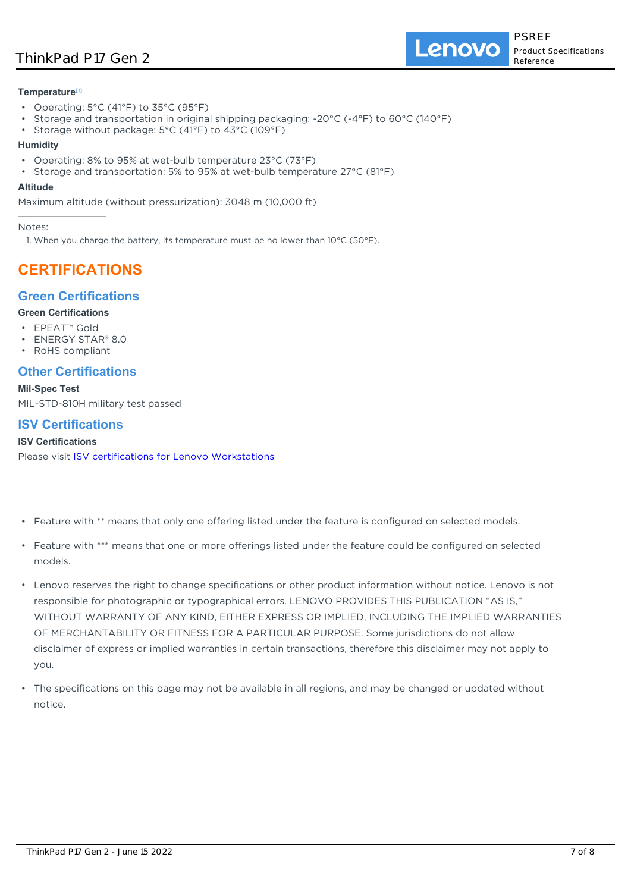**Temperature**[1]

- Operating: 5°C (41°F) to 35°C (95°F)
- Storage and transportation in original shipping packaging: -20°C (-4°F) to 60°C (140°F)
- Storage without package: 5°C (41°F) to 43°C (109°F)

**Humidity**

- Operating: 8% to 95% at wet-bulb temperature 23°C (73°F)
- Storage and transportation: 5% to 95% at wet-bulb temperature 27°C (81°F)

**Altitude**

Maximum altitude (without pressurization): 3048 m (10,000 ft)

---

Notes:

1. When you charge the battery, its temperature must be no lower than 10°C (50°F).

# CERTIFICATIONS

## Green Certifications

**Green Certifications**

- EPEAT™ Gold
- ENERGY STAR® 8.0
- RoHS compliant

## Other Certifications

**Mil-Spec Test**

MIL-STD-810H military test passed

## ISV Certifications

**ISV Certifications**

Please visit ISV certifications for Lenovo Workstations

- Feature with ** means that only one offering listed under the feature is configured on selected models.
- Feature with *** means that one or more offerings listed under the feature could be configured on selected models.
- Lenovo reserves the right to change specifications or other product information without notice. Lenovo is not responsible for photographic or typographical errors. LENOVO PROVIDES THIS PUBLICATION “AS IS,” WITHOUT WARRANTY OF ANY KIND, EITHER EXPRESS OR IMPLIED, INCLUDING THE IMPLIED WARRANTIES OF MERCHANTABILITY OR FITNESS FOR A PARTICULAR PURPOSE. Some jurisdictions do not allow disclaimer of express or implied warranties in certain transactions, therefore this disclaimer may not apply to you.
- The specifications on this page may not be available in all regions, and may be changed or updated without notice.